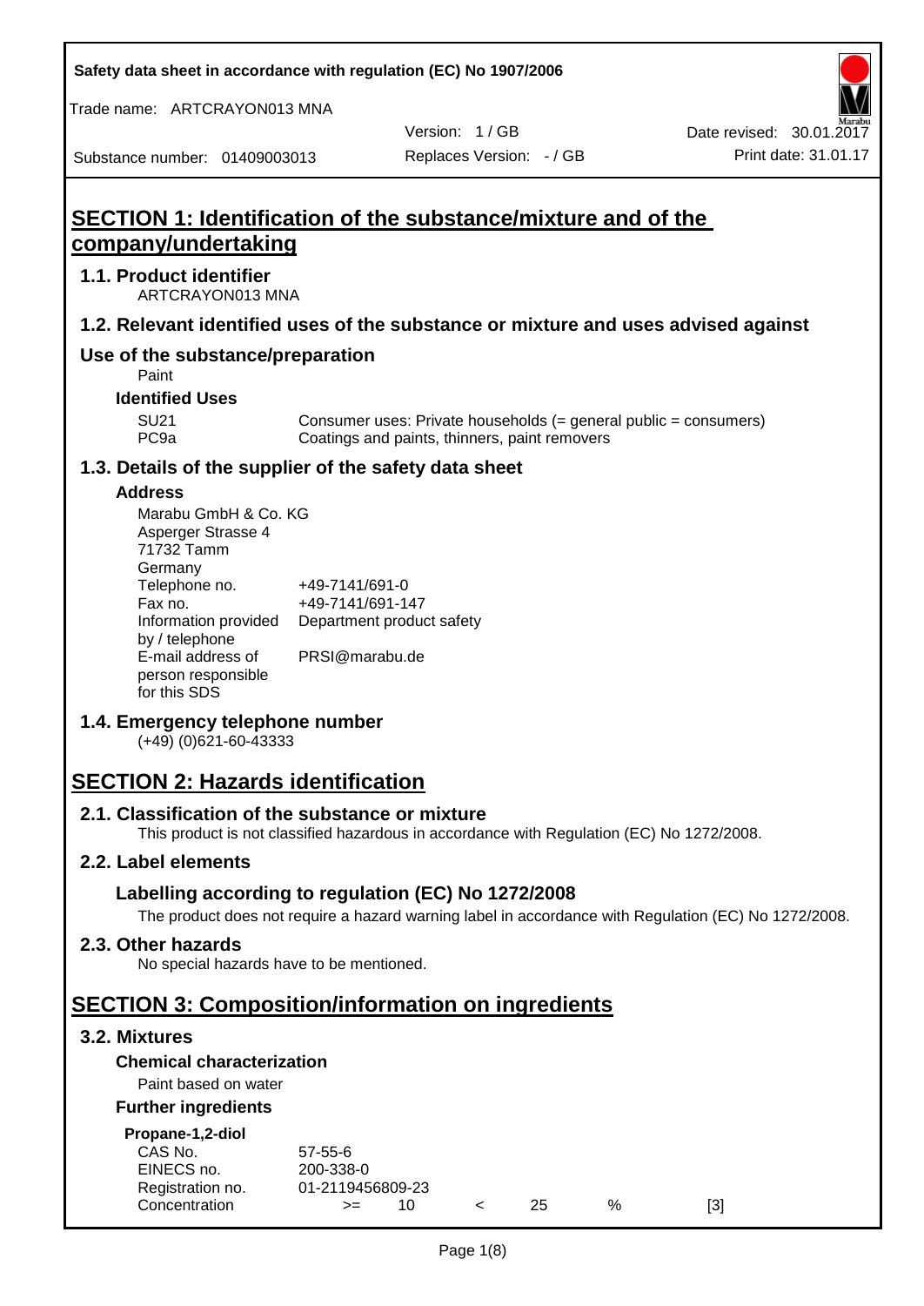Safety data sheet in accordance with regulation (EC) No 1907/2006

Trade name: ARTCRAYON013 MNA

Version: 1 / GB

Date revised: 30.01.2017

Substance number: 01409003013

Replaces Version: - / GB

Print date: 31.01.17

# SECTION 1: Identification of the substance/mixture and of the company/undertaking

## 1.1. Product identifier

ARTCRAYON013 MNA

## 1.2. Relevant identified uses of the substance or mixture and uses advised against

## Use of the substance/preparation

Paint

### Identified Uses

| | |
|---|---|
| SU21 | Consumer uses: Private households (= general public = consumers) |
| PC9a | Coatings and paints, thinners, paint removers |

## 1.3. Details of the supplier of the safety data sheet

### Address

Marabu GmbH & Co. KG
Asperger Strasse 4
71732 Tamm
Germany

| | |
|---|---|
| Telephone no. | +49-7141/691-0 |
| Fax no. | +49-7141/691-147 |
| Information provided by / telephone | Department product safety |
| E-mail address of person responsible for this SDS | PRSI@marabu.de |

## 1.4. Emergency telephone number

(+49) (0)621-60-43333

# SECTION 2: Hazards identification

## 2.1. Classification of the substance or mixture

This product is not classified hazardous in accordance with Regulation (EC) No 1272/2008.

## 2.2. Label elements

### Labelling according to regulation (EC) No 1272/2008

The product does not require a hazard warning label in accordance with Regulation (EC) No 1272/2008.

## 2.3. Other hazards

No special hazards have to be mentioned.

# SECTION 3: Composition/information on ingredients

## 3.2. Mixtures

### Chemical characterization

Paint based on water

### Further ingredients

**Propane-1,2-diol**

| | | | | | | |
|---|---|---|---|---|---|---|
| CAS No. | 57-55-6 | | | | | |
| EINECS no. | 200-338-0 | | | | | |
| Registration no. | 01-2119456809-23 | | | | | |
| Concentration | >= | 10 | < | 25 | % | [3] |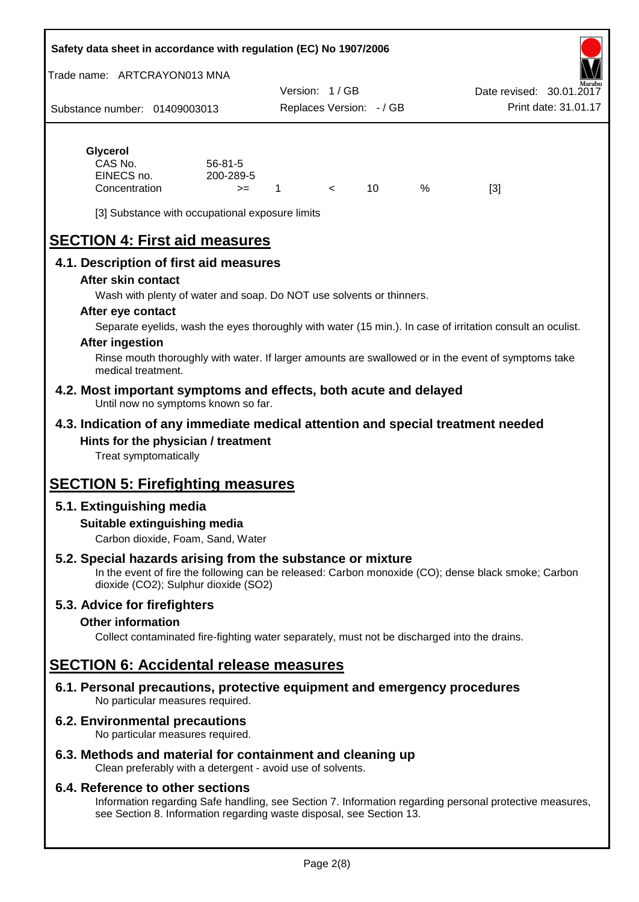**Glycerol**

| | | | | | | |
|---|---|---|---|---|---|---|
| CAS No. | 56-81-5 | | | | | |
| EINECS no. | 200-289-5 | | | | | |
| Concentration | >= | 1 | < | 10 | % | [3] |

[3] Substance with occupational exposure limits

# SECTION 4: First aid measures

## 4.1. Description of first aid measures

### After skin contact

Wash with plenty of water and soap. Do NOT use solvents or thinners.

### After eye contact

Separate eyelids, wash the eyes thoroughly with water (15 min.). In case of irritation consult an oculist.

### After ingestion

Rinse mouth thoroughly with water. If larger amounts are swallowed or in the event of symptoms take medical treatment.

## 4.2. Most important symptoms and effects, both acute and delayed

Until now no symptoms known so far.

## 4.3. Indication of any immediate medical attention and special treatment needed

### Hints for the physician / treatment

Treat symptomatically

# SECTION 5: Firefighting measures

## 5.1. Extinguishing media

### Suitable extinguishing media

Carbon dioxide, Foam, Sand, Water

## 5.2. Special hazards arising from the substance or mixture

In the event of fire the following can be released: Carbon monoxide (CO); dense black smoke; Carbon dioxide ($CO_2$); Sulphur dioxide ($SO_2$)

## 5.3. Advice for firefighters

### Other information

Collect contaminated fire-fighting water separately, must not be discharged into the drains.

# SECTION 6: Accidental release measures

## 6.1. Personal precautions, protective equipment and emergency procedures

No particular measures required.

## 6.2. Environmental precautions

No particular measures required.

## 6.3. Methods and material for containment and cleaning up

Clean preferably with a detergent - avoid use of solvents.

## 6.4. Reference to other sections

Information regarding Safe handling, see Section 7. Information regarding personal protective measures, see Section 8. Information regarding waste disposal, see Section 13.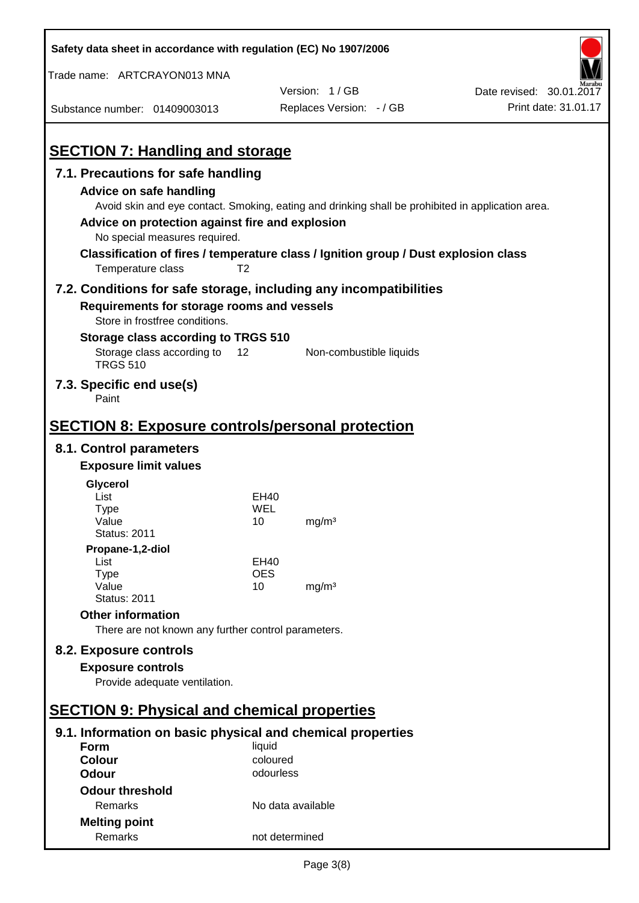## SECTION 7: Handling and storage

### 7.1. Precautions for safe handling

**Advice on safe handling**

Avoid skin and eye contact. Smoking, eating and drinking shall be prohibited in application area.

**Advice on protection against fire and explosion**

No special measures required.

**Classification of fires / temperature class / Ignition group / Dust explosion class**

Temperature class T2

### 7.2. Conditions for safe storage, including any incompatibilities

**Requirements for storage rooms and vessels**

Store in frostfree conditions.

**Storage class according to TRGS 510**

Storage class according to TRGS 510 | 12 | Non-combustible liquids

### 7.3. Specific end use(s)

Paint

## SECTION 8: Exposure controls/personal protection

### 8.1. Control parameters

**Exposure limit values**

**Glycerol**

| | | |
|---|---|---|
| List | EH40 | |
| Type | WEL | |
| Value | 10 | mg/m³ |
| Status: 2011 | | |

**Propane-1,2-diol**

| | | |
|---|---|---|
| List | EH40 | |
| Type | OES | |
| Value | 10 | mg/m³ |
| Status: 2011 | | |

**Other information**

There are not known any further control parameters.

### 8.2. Exposure controls

**Exposure controls**

Provide adequate ventilation.

## SECTION 9: Physical and chemical properties

### 9.1. Information on basic physical and chemical properties

| | |
|---|---|
| **Form** | liquid |
| **Colour** | coloured |
| **Odour** | odourless |
| **Odour threshold** | |
| Remarks | No data available |
| **Melting point** | |
| Remarks | not determined |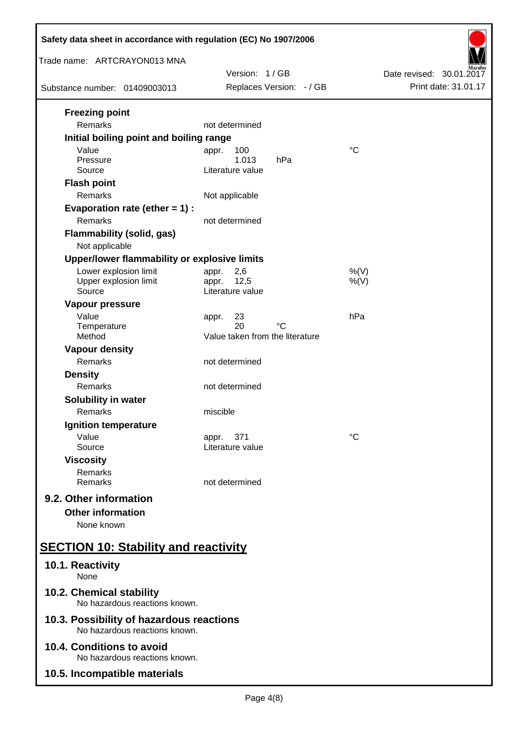**Freezing point**

| | | |
|---|---|---|
| Remarks | not determined | |

**Initial boiling point and boiling range**

| | | |
|---|---|---|
| Value | appr. 100 | °C |
| Pressure | 1.013 hPa | |
| Source | Literature value | |

**Flash point**

| | | |
|---|---|---|
| Remarks | Not applicable | |

**Evaporation rate (ether = 1) :**

| | | |
|---|---|---|
| Remarks | not determined | |

**Flammability (solid, gas)**

Not applicable

**Upper/lower flammability or explosive limits**

| | | |
|---|---|---|
| Lower explosion limit | appr. 2,6 | %(V) |
| Upper explosion limit | appr. 12,5 | %(V) |
| Source | Literature value | |

**Vapour pressure**

| | | |
|---|---|---|
| Value | appr. 23 | hPa |
| Temperature | 20 °C | |
| Method | Value taken from the literature | |

**Vapour density**

| | | |
|---|---|---|
| Remarks | not determined | |

**Density**

| | | |
|---|---|---|
| Remarks | not determined | |

**Solubility in water**

| | | |
|---|---|---|
| Remarks | miscible | |

**Ignition temperature**

| | | |
|---|---|---|
| Value | appr. 371 | °C |
| Source | Literature value | |

**Viscosity**

| | | |
|---|---|---|
| Remarks | | |
| Remarks | not determined | |

## 9.2. Other information

**Other information**

None known

# SECTION 10: Stability and reactivity

## 10.1. Reactivity

None

## 10.2. Chemical stability

No hazardous reactions known.

## 10.3. Possibility of hazardous reactions

No hazardous reactions known.

## 10.4. Conditions to avoid

No hazardous reactions known.

## 10.5. Incompatible materials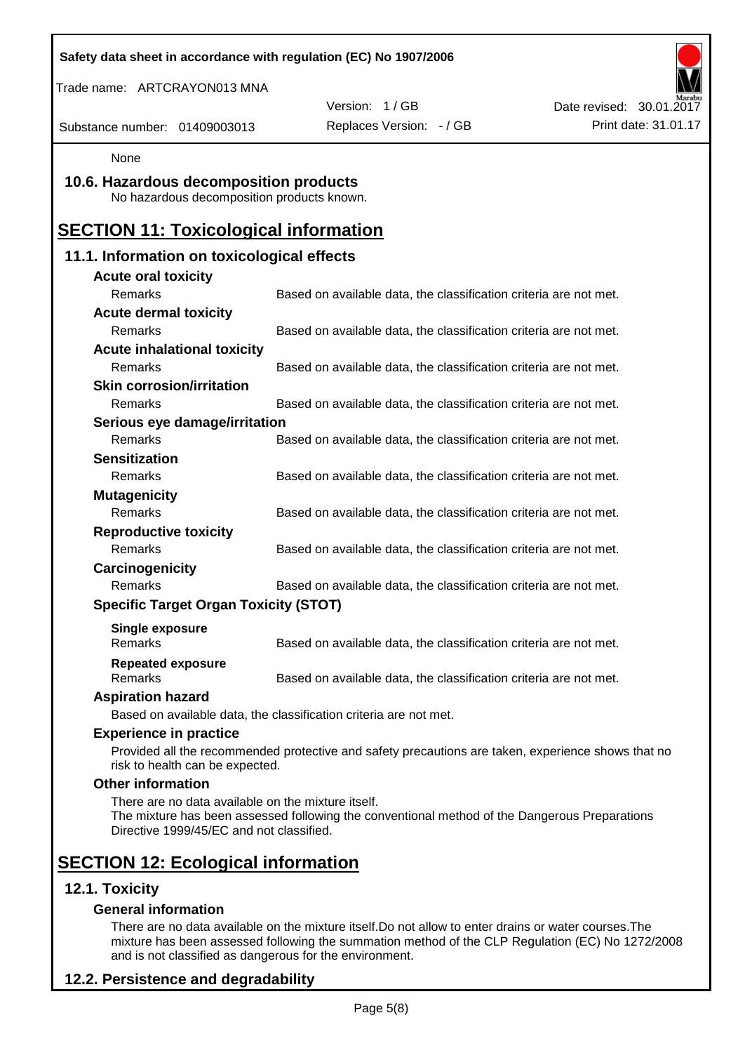None

## 10.6. Hazardous decomposition products

No hazardous decomposition products known.

# SECTION 11: Toxicological information

## 11.1. Information on toxicological effects

**Acute oral toxicity**

| | |
|---|---|
| Remarks | Based on available data, the classification criteria are not met. |

**Acute dermal toxicity**

| | |
|---|---|
| Remarks | Based on available data, the classification criteria are not met. |

**Acute inhalational toxicity**

| | |
|---|---|
| Remarks | Based on available data, the classification criteria are not met. |

**Skin corrosion/irritation**

| | |
|---|---|
| Remarks | Based on available data, the classification criteria are not met. |

**Serious eye damage/irritation**

| | |
|---|---|
| Remarks | Based on available data, the classification criteria are not met. |

**Sensitization**

| | |
|---|---|
| Remarks | Based on available data, the classification criteria are not met. |

**Mutagenicity**

| | |
|---|---|
| Remarks | Based on available data, the classification criteria are not met. |

**Reproductive toxicity**

| | |
|---|---|
| Remarks | Based on available data, the classification criteria are not met. |

**Carcinogenicity**

| | |
|---|---|
| Remarks | Based on available data, the classification criteria are not met. |

**Specific Target Organ Toxicity (STOT)**

**Single exposure**

| | |
|---|---|
| Remarks | Based on available data, the classification criteria are not met. |

**Repeated exposure**

| | |
|---|---|
| Remarks | Based on available data, the classification criteria are not met. |

**Aspiration hazard**

Based on available data, the classification criteria are not met.

**Experience in practice**

Provided all the recommended protective and safety precautions are taken, experience shows that no risk to health can be expected.

**Other information**

There are no data available on the mixture itself.
The mixture has been assessed following the conventional method of the Dangerous Preparations Directive 1999/45/EC and not classified.

# SECTION 12: Ecological information

## 12.1. Toxicity

**General information**

There are no data available on the mixture itself.Do not allow to enter drains or water courses.The mixture has been assessed following the summation method of the CLP Regulation (EC) No 1272/2008 and is not classified as dangerous for the environment.

## 12.2. Persistence and degradability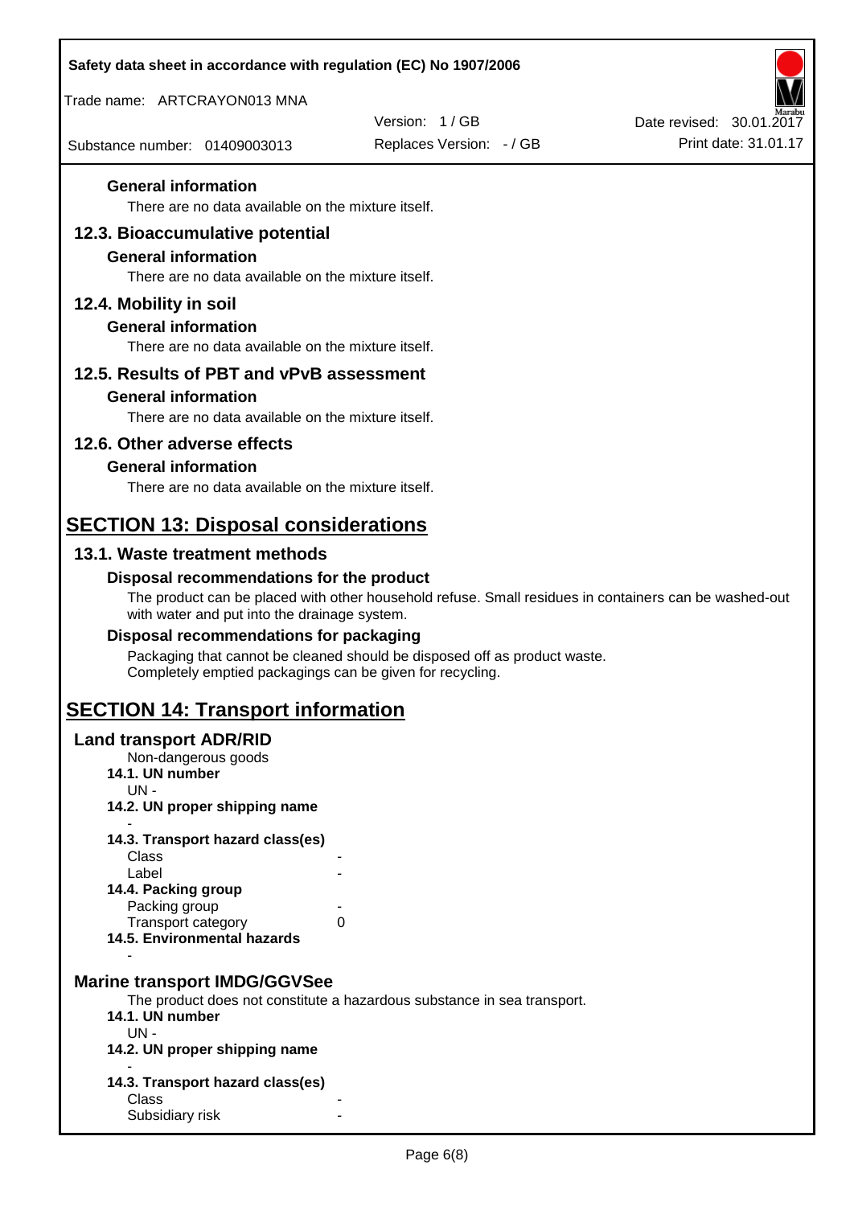#### General information

There are no data available on the mixture itself.

### 12.3. Bioaccumulative potential

#### General information

There are no data available on the mixture itself.

### 12.4. Mobility in soil

#### General information

There are no data available on the mixture itself.

### 12.5. Results of PBT and vPvB assessment

#### General information

There are no data available on the mixture itself.

### 12.6. Other adverse effects

#### General information

There are no data available on the mixture itself.

## SECTION 13: Disposal considerations

### 13.1. Waste treatment methods

#### Disposal recommendations for the product

The product can be placed with other household refuse. Small residues in containers can be washed-out with water and put into the drainage system.

#### Disposal recommendations for packaging

Packaging that cannot be cleaned should be disposed off as product waste.
Completely emptied packagings can be given for recycling.

## SECTION 14: Transport information

### Land transport ADR/RID

Non-dangerous goods

**14.1. UN number**

UN -

**14.2. UN proper shipping name**

-

**14.3. Transport hazard class(es)**

| | |
|---|---|
| Class | - |
| Label | - |

**14.4. Packing group**

| | |
|---|---|
| Packing group | - |
| Transport category | 0 |

**14.5. Environmental hazards**

-

### Marine transport IMDG/GGVSee

The product does not constitute a hazardous substance in sea transport.

**14.1. UN number**

UN -

**14.2. UN proper shipping name**

-

**14.3. Transport hazard class(es)**

| | |
|---|---|
| Class | - |
| Subsidiary risk | - |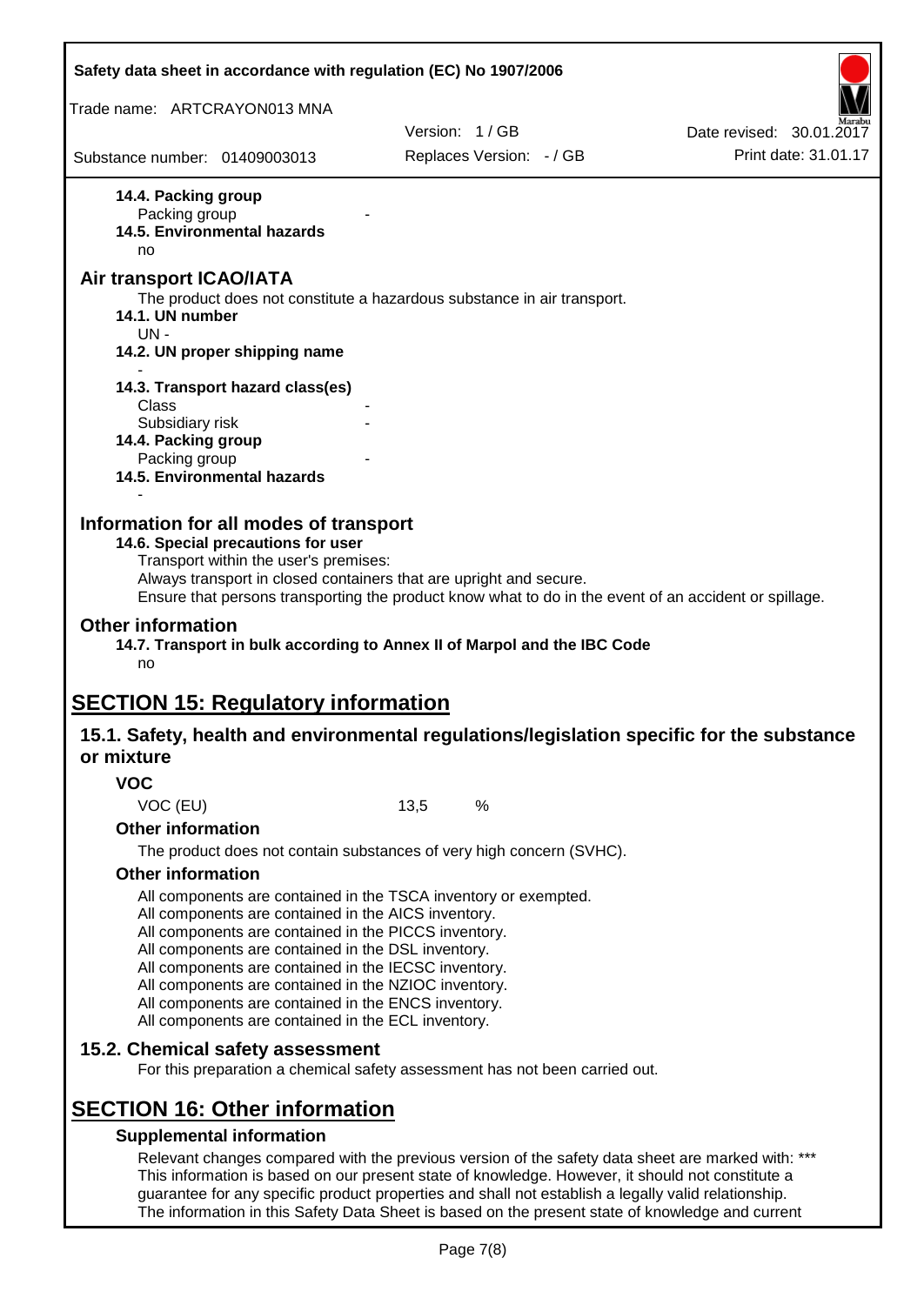**14.4. Packing group**

Packing group -

**14.5. Environmental hazards**

no

## Air transport ICAO/IATA

The product does not constitute a hazardous substance in air transport.

**14.1. UN number**

UN -

**14.2. UN proper shipping name**

-

**14.3. Transport hazard class(es)**

Class -

Subsidiary risk -

**14.4. Packing group**

Packing group -

**14.5. Environmental hazards**

-

## Information for all modes of transport

**14.6. Special precautions for user**

Transport within the user's premises:
Always transport in closed containers that are upright and secure.
Ensure that persons transporting the product know what to do in the event of an accident or spillage.

## Other information

**14.7. Transport in bulk according to Annex II of Marpol and the IBC Code**

no

# SECTION 15: Regulatory information

## 15.1. Safety, health and environmental regulations/legislation specific for the substance or mixture

### VOC

VOC (EU) 13,5 %

### Other information

The product does not contain substances of very high concern (SVHC).

### Other information

All components are contained in the TSCA inventory or exempted.
All components are contained in the AICS inventory.
All components are contained in the PICCS inventory.
All components are contained in the DSL inventory.
All components are contained in the IECSC inventory.
All components are contained in the NZIOC inventory.
All components are contained in the ENCS inventory.
All components are contained in the ECL inventory.

## 15.2. Chemical safety assessment

For this preparation a chemical safety assessment has not been carried out.

# SECTION 16: Other information

### Supplemental information

Relevant changes compared with the previous version of the safety data sheet are marked with: ***
This information is based on our present state of knowledge. However, it should not constitute a guarantee for any specific product properties and shall not establish a legally valid relationship.
The information in this Safety Data Sheet is based on the present state of knowledge and current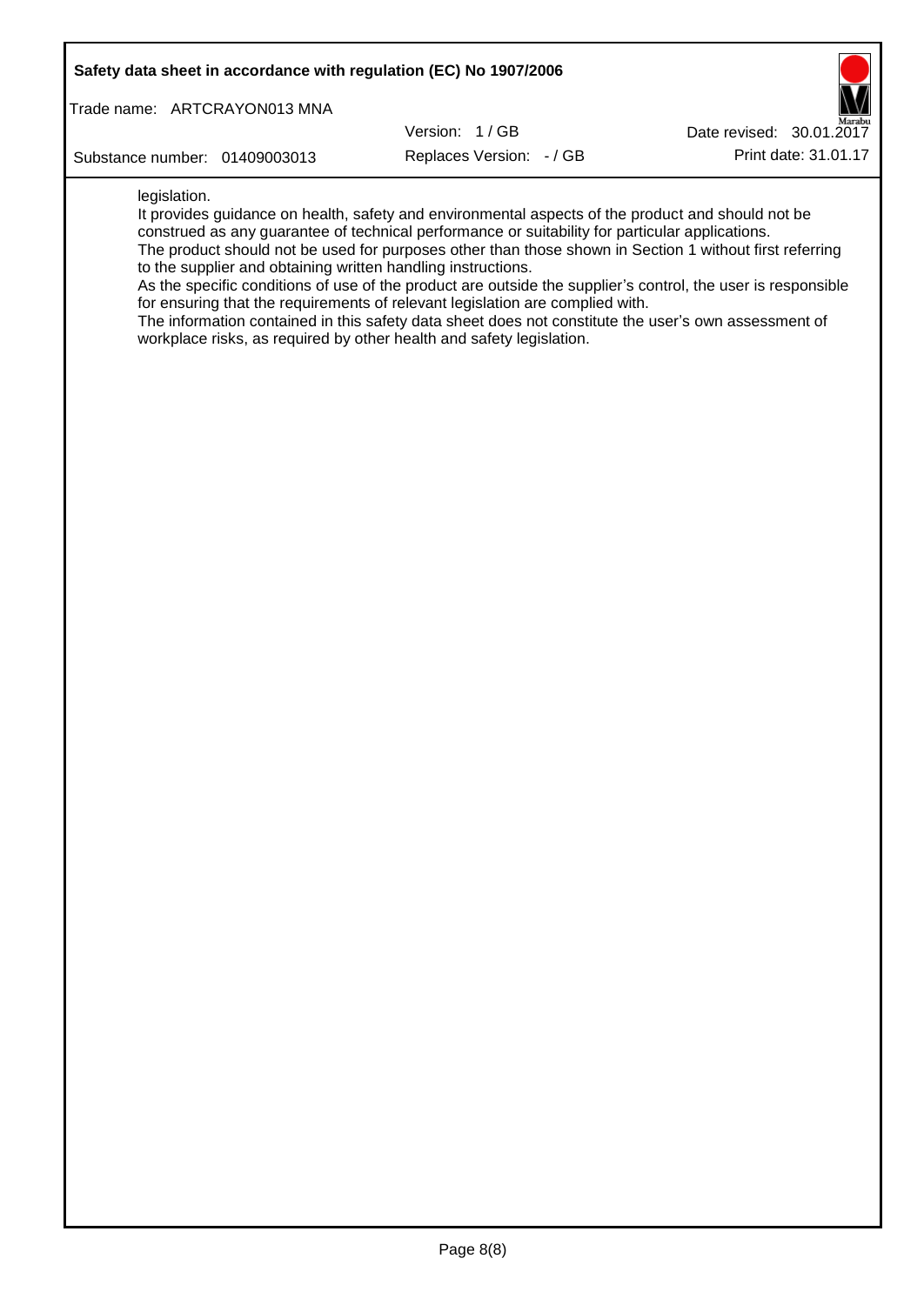legislation.

It provides guidance on health, safety and environmental aspects of the product and should not be construed as any guarantee of technical performance or suitability for particular applications.

The product should not be used for purposes other than those shown in Section 1 without first referring to the supplier and obtaining written handling instructions.

As the specific conditions of use of the product are outside the supplier's control, the user is responsible for ensuring that the requirements of relevant legislation are complied with.

The information contained in this safety data sheet does not constitute the user's own assessment of workplace risks, as required by other health and safety legislation.